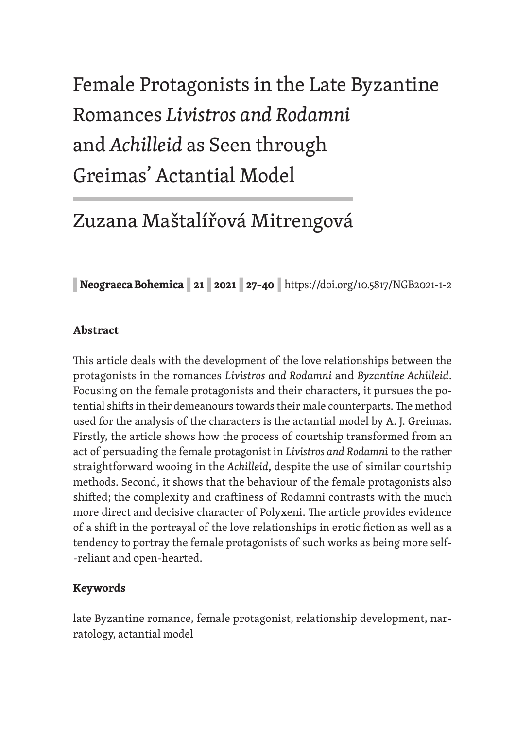# Female Protagonists in the Late Byzantine Romances *Livistros and Rodamni* and *Achilleid* as Seen through Greimas' Actantial Model

## Zuzana Maštalířová Mitrengová

**Neograeca Bohemica** | **21** | **2021** | **27–40** | https://doi.org/10.5817/NGB2021-1-2

### Abstract

This article deals with the development of the love relationships between the protagonists in the romances *Livistros and Rodamni* and *Byzantine Achilleid*. Focusing on the female protagonists and their characters, it pursues the potential shifts in their demeanours towards their male counterparts. The method used for the analysis of the characters is the actantial model by A. J. Greimas. Firstly, the article shows how the process of courtship transformed from an act of persuading the female protagonist in *Livistros and Rodamni* to the rather straightforward wooing in the *Achilleid*, despite the use of similar courtship methods. Second, it shows that the behaviour of the female protagonists also shifted; the complexity and craftiness of Rodamni contrasts with the much more direct and decisive character of Polyxeni. The article provides evidence of a shift in the portrayal of the love relationships in erotic fiction as well as a tendency to portray the female protagonists of such works as being more self-reliant and open-hearted.

### Keywords

late Byzantine romance, female protagonist, relationship development, narratology, actantial model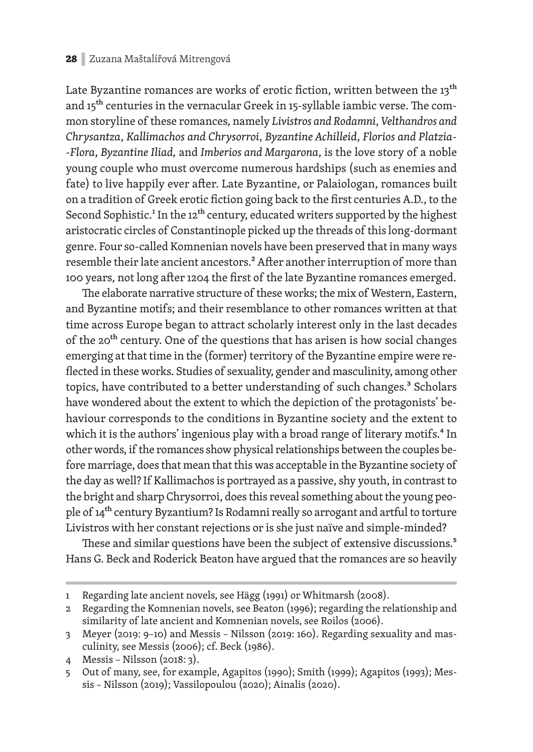Late Byzantine romances are works of erotic fiction, written between the 13th and 15th centuries in the vernacular Greek in 15-syllable iambic verse. The common storyline of these romances, namely *Livistros and Rodamni*, *Velthandros and Chrysantza*, *Kallimachos and Chrysorroi*, *Byzantine Achilleid*, *Florios and Platzia-Flora*, *Byzantine Iliad,* and *Imberios and Margarona*, is the love story of a noble young couple who must overcome numerous hardships (such as enemies and fate) to live happily ever after. Late Byzantine, or Palaiologan, romances built on a tradition of Greek erotic fiction going back to the first centuries A.D., to the Second Sophistic.[1] In the 12th century, educated writers supported by the highest aristocratic circles of Constantinople picked up the threads of this long-dormant genre. Four so-called Komnenian novels have been preserved that in many ways resemble their late ancient ancestors.[2] After another interruption of more than 100 years, not long after 1204 the first of the late Byzantine romances emerged.

The elaborate narrative structure of these works; the mix of Western, Eastern, and Byzantine motifs; and their resemblance to other romances written at that time across Europe began to attract scholarly interest only in the last decades of the 20th century. One of the questions that has arisen is how social changes emerging at that time in the (former) territory of the Byzantine empire were reflected in these works. Studies of sexuality, gender and masculinity, among other topics, have contributed to a better understanding of such changes.[3] Scholars have wondered about the extent to which the depiction of the protagonists' behaviour corresponds to the conditions in Byzantine society and the extent to which it is the authors' ingenious play with a broad range of literary motifs.[4] In other words, if the romances show physical relationships between the couples before marriage, does that mean that this was acceptable in the Byzantine society of the day as well? If Kallimachos is portrayed as a passive, shy youth, in contrast to the bright and sharp Chrysorroi, does this reveal something about the young people of 14th century Byzantium? Is Rodamni really so arrogant and artful to torture Livistros with her constant rejections or is she just naïve and simple-minded?

These and similar questions have been the subject of extensive discussions.[5] Hans G. Beck and Roderick Beaton have argued that the romances are so heavily

1 Regarding late ancient novels, see Hägg (1991) or Whitmarsh (2008).

2 Regarding the Komnenian novels, see Beaton (1996); regarding the relationship and similarity of late ancient and Komnenian novels, see Roilos (2006).

3 Meyer (2019: 9–10) and Messis – Nilsson (2019: 160). Regarding sexuality and masculinity, see Messis (2006); cf. Beck (1986).

4 Messis – Nilsson (2018: 3).

5 Out of many, see, for example, Agapitos (1990); Smith (1999); Agapitos (1993); Messis – Nilsson (2019); Vassilopoulou (2020); Ainalis (2020).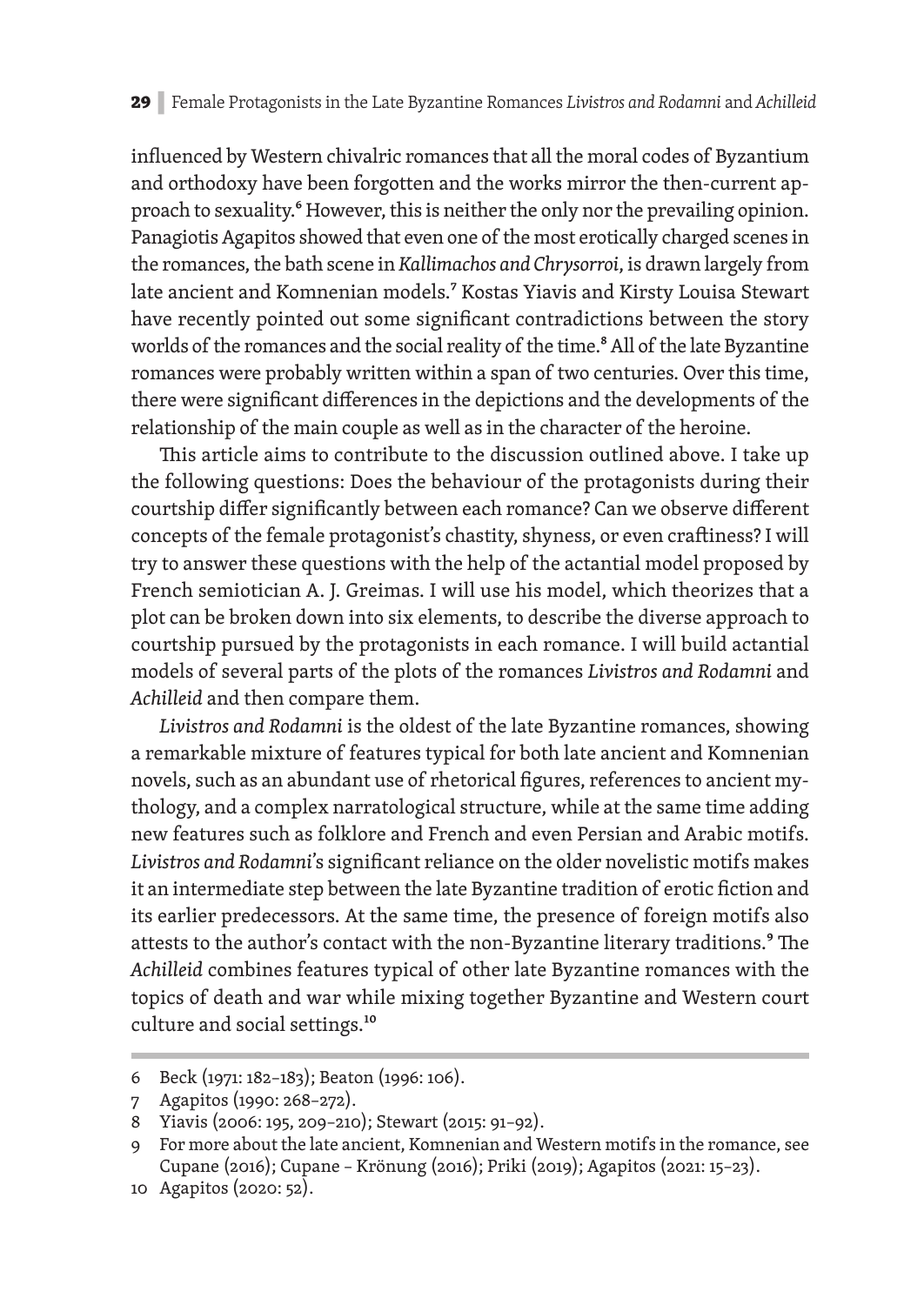influenced by Western chivalric romances that all the moral codes of Byzantium and orthodoxy have been forgotten and the works mirror the then-current approach to sexuality.[6] However, this is neither the only nor the prevailing opinion. Panagiotis Agapitos showed that even one of the most erotically charged scenes in the romances, the bath scene in *Kallimachos and Chrysorroi*, is drawn largely from late ancient and Komnenian models.[7] Kostas Yiavis and Kirsty Louisa Stewart have recently pointed out some significant contradictions between the story worlds of the romances and the social reality of the time.[8] All of the late Byzantine romances were probably written within a span of two centuries. Over this time, there were significant differences in the depictions and the developments of the relationship of the main couple as well as in the character of the heroine.

This article aims to contribute to the discussion outlined above. I take up the following questions: Does the behaviour of the protagonists during their courtship differ significantly between each romance? Can we observe different concepts of the female protagonist's chastity, shyness, or even craftiness? I will try to answer these questions with the help of the actantial model proposed by French semiotician A. J. Greimas. I will use his model, which theorizes that a plot can be broken down into six elements, to describe the diverse approach to courtship pursued by the protagonists in each romance. I will build actantial models of several parts of the plots of the romances *Livistros and Rodamni* and *Achilleid* and then compare them.

*Livistros and Rodamni* is the oldest of the late Byzantine romances, showing a remarkable mixture of features typical for both late ancient and Komnenian novels, such as an abundant use of rhetorical figures, references to ancient mythology, and a complex narratological structure, while at the same time adding new features such as folklore and French and even Persian and Arabic motifs. *Livistros and Rodamni*'s significant reliance on the older novelistic motifs makes it an intermediate step between the late Byzantine tradition of erotic fiction and its earlier predecessors. At the same time, the presence of foreign motifs also attests to the author's contact with the non-Byzantine literary traditions.[9] The *Achilleid* combines features typical of other late Byzantine romances with the topics of death and war while mixing together Byzantine and Western court culture and social settings.[10]

---

6 Beck (1971: 182–183); Beaton (1996: 106).

7 Agapitos (1990: 268–272).

8 Yiavis (2006: 195, 209–210); Stewart (2015: 91–92).

9 For more about the late ancient, Komnenian and Western motifs in the romance, see Cupane (2016); Cupane – Krönung (2016); Priki (2019); Agapitos (2021: 15–23).

10 Agapitos (2020: 52).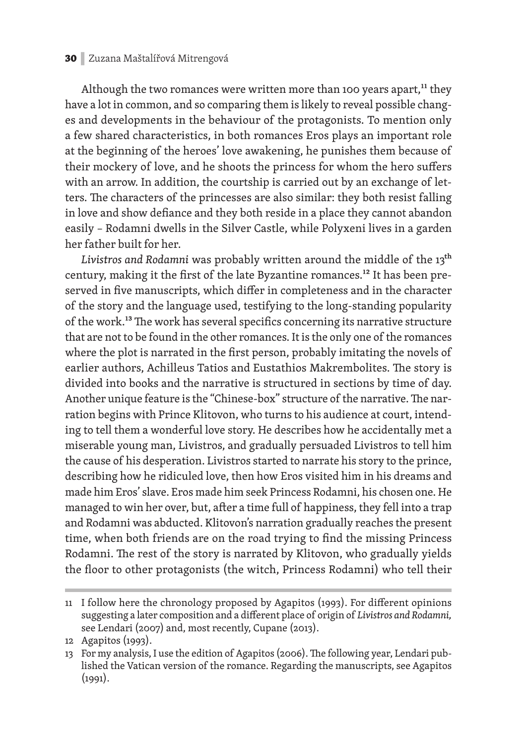Although the two romances were written more than 100 years apart,[11] they have a lot in common, and so comparing them is likely to reveal possible changes and developments in the behaviour of the protagonists. To mention only a few shared characteristics, in both romances Eros plays an important role at the beginning of the heroes' love awakening, he punishes them because of their mockery of love, and he shoots the princess for whom the hero suffers with an arrow. In addition, the courtship is carried out by an exchange of letters. The characters of the princesses are also similar: they both resist falling in love and show defiance and they both reside in a place they cannot abandon easily – Rodamni dwells in the Silver Castle, while Polyxeni lives in a garden her father built for her.

*Livistros and Rodamni* was probably written around the middle of the 13[th] century, making it the first of the late Byzantine romances.[12] It has been preserved in five manuscripts, which differ in completeness and in the character of the story and the language used, testifying to the long-standing popularity of the work.[13] The work has several specifics concerning its narrative structure that are not to be found in the other romances. It is the only one of the romances where the plot is narrated in the first person, probably imitating the novels of earlier authors, Achilleus Tatios and Eustathios Makrembolites. The story is divided into books and the narrative is structured in sections by time of day. Another unique feature is the "Chinese-box" structure of the narrative. The narration begins with Prince Klitovon, who turns to his audience at court, intending to tell them a wonderful love story. He describes how he accidentally met a miserable young man, Livistros, and gradually persuaded Livistros to tell him the cause of his desperation. Livistros started to narrate his story to the prince, describing how he ridiculed love, then how Eros visited him in his dreams and made him Eros' slave. Eros made him seek Princess Rodamni, his chosen one. He managed to win her over, but, after a time full of happiness, they fell into a trap and Rodamni was abducted. Klitovon's narration gradually reaches the present time, when both friends are on the road trying to find the missing Princess Rodamni. The rest of the story is narrated by Klitovon, who gradually yields the floor to other protagonists (the witch, Princess Rodamni) who tell their

---

11 I follow here the chronology proposed by Agapitos (1993). For different opinions suggesting a later composition and a different place of origin of *Livistros and Rodamni*, see Lendari (2007) and, most recently, Cupane (2013).

12 Agapitos (1993).

13 For my analysis, I use the edition of Agapitos (2006). The following year, Lendari published the Vatican version of the romance. Regarding the manuscripts, see Agapitos (1991).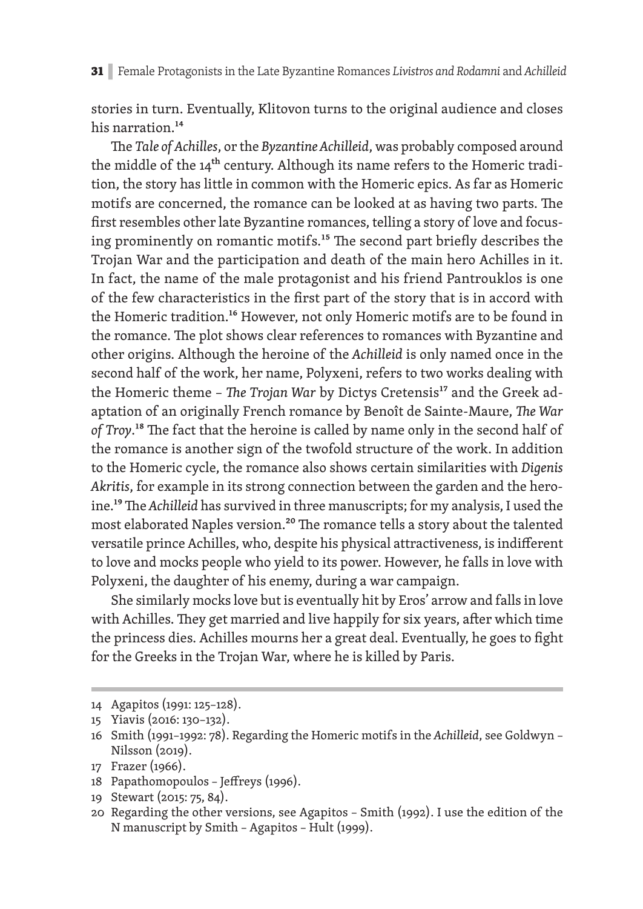stories in turn. Eventually, Klitovon turns to the original audience and closes his narration.[14]

The *Tale of Achilles*, or the *Byzantine Achilleid*, was probably composed around the middle of the 14th century. Although its name refers to the Homeric tradition, the story has little in common with the Homeric epics. As far as Homeric motifs are concerned, the romance can be looked at as having two parts. The first resembles other late Byzantine romances, telling a story of love and focusing prominently on romantic motifs.[15] The second part briefly describes the Trojan War and the participation and death of the main hero Achilles in it. In fact, the name of the male protagonist and his friend Pantrouklos is one of the few characteristics in the first part of the story that is in accord with the Homeric tradition.[16] However, not only Homeric motifs are to be found in the romance. The plot shows clear references to romances with Byzantine and other origins. Although the heroine of the *Achilleid* is only named once in the second half of the work, her name, Polyxeni, refers to two works dealing with the Homeric theme – *The Trojan War* by Dictys Cretensis[17] and the Greek adaptation of an originally French romance by Benoît de Sainte-Maure, *The War of Troy*.[18] The fact that the heroine is called by name only in the second half of the romance is another sign of the twofold structure of the work. In addition to the Homeric cycle, the romance also shows certain similarities with *Digenis Akritis*, for example in its strong connection between the garden and the heroine.[19] The *Achilleid* has survived in three manuscripts; for my analysis, I used the most elaborated Naples version.[20] The romance tells a story about the talented versatile prince Achilles, who, despite his physical attractiveness, is indifferent to love and mocks people who yield to its power. However, he falls in love with Polyxeni, the daughter of his enemy, during a war campaign.

She similarly mocks love but is eventually hit by Eros' arrow and falls in love with Achilles. They get married and live happily for six years, after which time the princess dies. Achilles mourns her a great deal. Eventually, he goes to fight for the Greeks in the Trojan War, where he is killed by Paris.

---

14 Agapitos (1991: 125–128).

15 Yiavis (2016: 130–132).

16 Smith (1991–1992: 78). Regarding the Homeric motifs in the *Achilleid*, see Goldwyn – Nilsson (2019).

17 Frazer (1966).

18 Papathomopoulos – Jeffreys (1996).

19 Stewart (2015: 75, 84).

20 Regarding the other versions, see Agapitos – Smith (1992). I use the edition of the N manuscript by Smith – Agapitos – Hult (1999).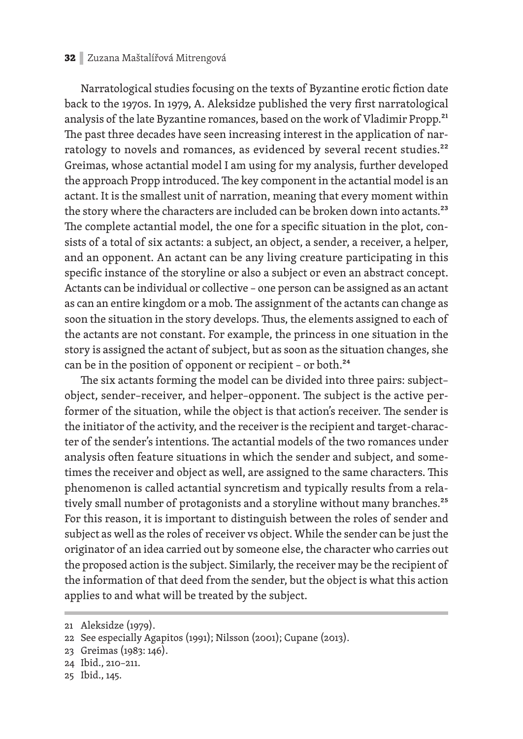Narratological studies focusing on the texts of Byzantine erotic fiction date back to the 1970s. In 1979, A. Aleksidze published the very first narratological analysis of the late Byzantine romances, based on the work of Vladimir Propp.[21] The past three decades have seen increasing interest in the application of narratology to novels and romances, as evidenced by several recent studies.[22] Greimas, whose actantial model I am using for my analysis, further developed the approach Propp introduced. The key component in the actantial model is an actant. It is the smallest unit of narration, meaning that every moment within the story where the characters are included can be broken down into actants.[23] The complete actantial model, the one for a specific situation in the plot, consists of a total of six actants: a subject, an object, a sender, a receiver, a helper, and an opponent. An actant can be any living creature participating in this specific instance of the storyline or also a subject or even an abstract concept. Actants can be individual or collective – one person can be assigned as an actant as can an entire kingdom or a mob. The assignment of the actants can change as soon the situation in the story develops. Thus, the elements assigned to each of the actants are not constant. For example, the princess in one situation in the story is assigned the actant of subject, but as soon as the situation changes, she can be in the position of opponent or recipient – or both.[24]

The six actants forming the model can be divided into three pairs: subject–object, sender–receiver, and helper–opponent. The subject is the active performer of the situation, while the object is that action's receiver. The sender is the initiator of the activity, and the receiver is the recipient and target-character of the sender's intentions. The actantial models of the two romances under analysis often feature situations in which the sender and subject, and sometimes the receiver and object as well, are assigned to the same characters. This phenomenon is called actantial syncretism and typically results from a relatively small number of protagonists and a storyline without many branches.[25] For this reason, it is important to distinguish between the roles of sender and subject as well as the roles of receiver vs object. While the sender can be just the originator of an idea carried out by someone else, the character who carries out the proposed action is the subject. Similarly, the receiver may be the recipient of the information of that deed from the sender, but the object is what this action applies to and what will be treated by the subject.

---

21 Aleksidze (1979).

22 See especially Agapitos (1991); Nilsson (2001); Cupane (2013).

23 Greimas (1983: 146).

24 Ibid., 210–211.

25 Ibid., 145.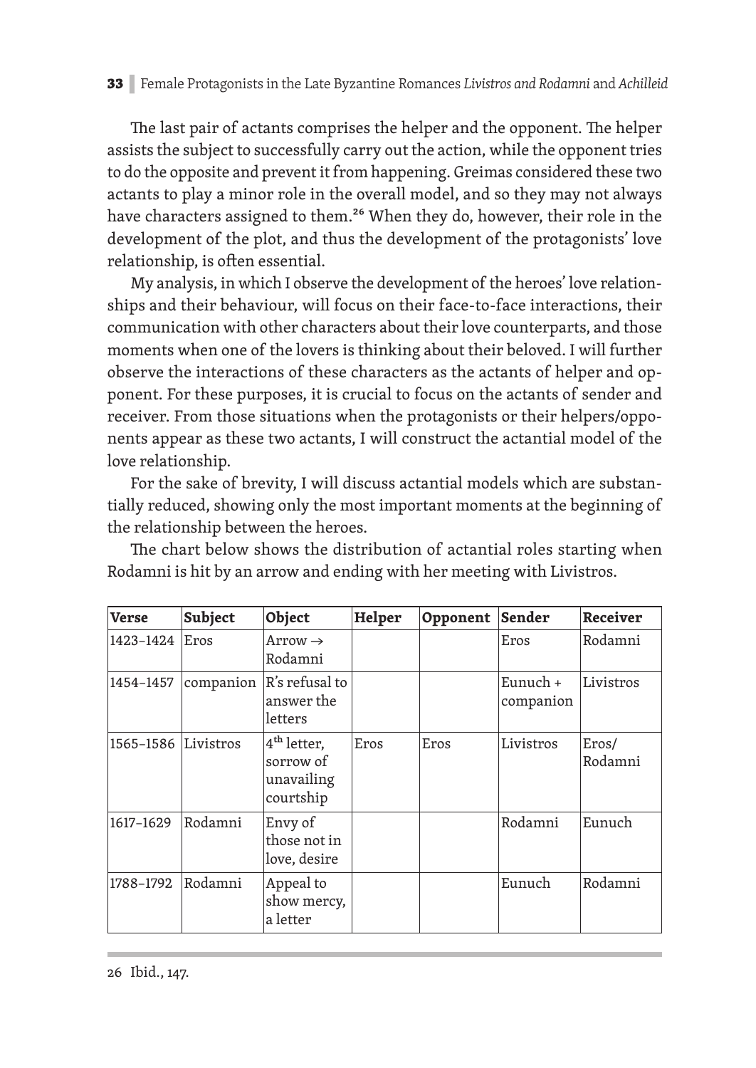The last pair of actants comprises the helper and the opponent. The helper assists the subject to successfully carry out the action, while the opponent tries to do the opposite and prevent it from happening. Greimas considered these two actants to play a minor role in the overall model, and so they may not always have characters assigned to them.[26] When they do, however, their role in the development of the plot, and thus the development of the protagonists' love relationship, is often essential.

My analysis, in which I observe the development of the heroes' love relationships and their behaviour, will focus on their face-to-face interactions, their communication with other characters about their love counterparts, and those moments when one of the lovers is thinking about their beloved. I will further observe the interactions of these characters as the actants of helper and opponent. For these purposes, it is crucial to focus on the actants of sender and receiver. From those situations when the protagonists or their helpers/opponents appear as these two actants, I will construct the actantial model of the love relationship.

For the sake of brevity, I will discuss actantial models which are substantially reduced, showing only the most important moments at the beginning of the relationship between the heroes.

The chart below shows the distribution of actantial roles starting when Rodamni is hit by an arrow and ending with her meeting with Livistros.

| **Verse** | **Subject** | **Object** | **Helper** | **Opponent** | **Sender** | **Receiver** |
|---|---|---|---|---|---|---|
| 1423–1424 | Eros | Arrow → Rodamni | | | Eros | Rodamni |
| 1454–1457 | companion | R's refusal to answer the letters | | | Eunuch + companion | Livistros |
| 1565–1586 | Livistros | 4th letter, sorrow of unavailing courtship | Eros | Eros | Livistros | Eros/ Rodamni |
| 1617–1629 | Rodamni | Envy of those not in love, desire | | | Rodamni | Eunuch |
| 1788–1792 | Rodamni | Appeal to show mercy, a letter | | | Eunuch | Rodamni |

26 Ibid., 147.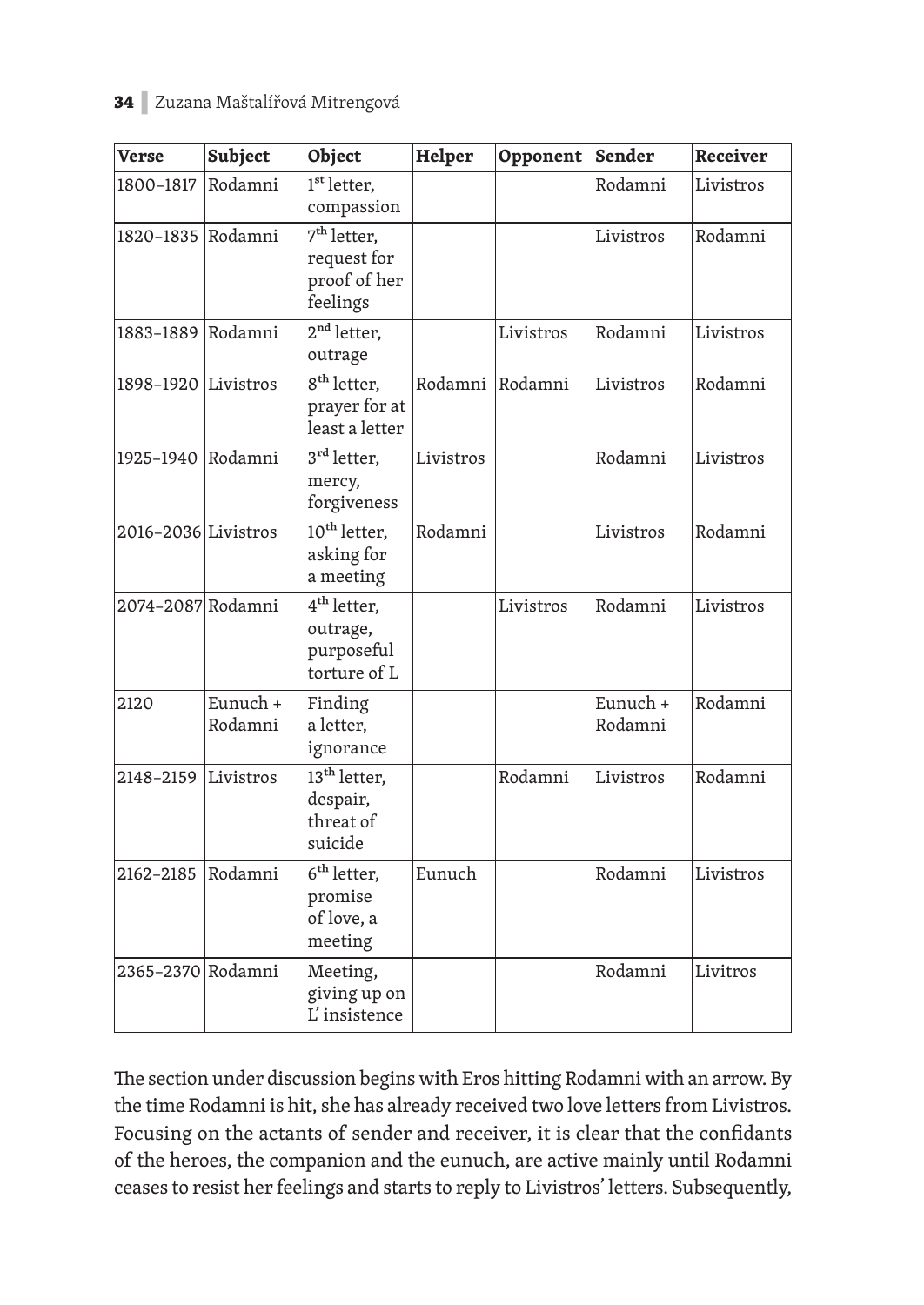| Verse | Subject | Object | Helper | Opponent | Sender | Receiver |
|---|---|---|---|---|---|---|
| 1800–1817 | Rodamni | 1st letter, compassion | | | Rodamni | Livistros |
| 1820–1835 | Rodamni | 7th letter, request for proof of her feelings | | | Livistros | Rodamni |
| 1883–1889 | Rodamni | 2nd letter, outrage | | Livistros | Rodamni | Livistros |
| 1898–1920 | Livistros | 8th letter, prayer for at least a letter | Rodamni | Rodamni | Livistros | Rodamni |
| 1925–1940 | Rodamni | 3rd letter, mercy, forgiveness | Livistros | | Rodamni | Livistros |
| 2016–2036 | Livistros | 10th letter, asking for a meeting | Rodamni | | Livistros | Rodamni |
| 2074–2087 | Rodamni | 4th letter, outrage, purposeful torture of L | | Livistros | Rodamni | Livistros |
| 2120 | Eunuch + Rodamni | Finding a letter, ignorance | | | Eunuch + Rodamni | Rodamni |
| 2148–2159 | Livistros | 13th letter, despair, threat of suicide | | Rodamni | Livistros | Rodamni |
| 2162–2185 | Rodamni | 6th letter, promise of love, a meeting | Eunuch | | Rodamni | Livistros |
| 2365–2370 | Rodamni | Meeting, giving up on L' insistence | | | Rodamni | Livitros |

The section under discussion begins with Eros hitting Rodamni with an arrow. By the time Rodamni is hit, she has already received two love letters from Livistros. Focusing on the actants of sender and receiver, it is clear that the confidants of the heroes, the companion and the eunuch, are active mainly until Rodamni ceases to resist her feelings and starts to reply to Livistros' letters. Subsequently,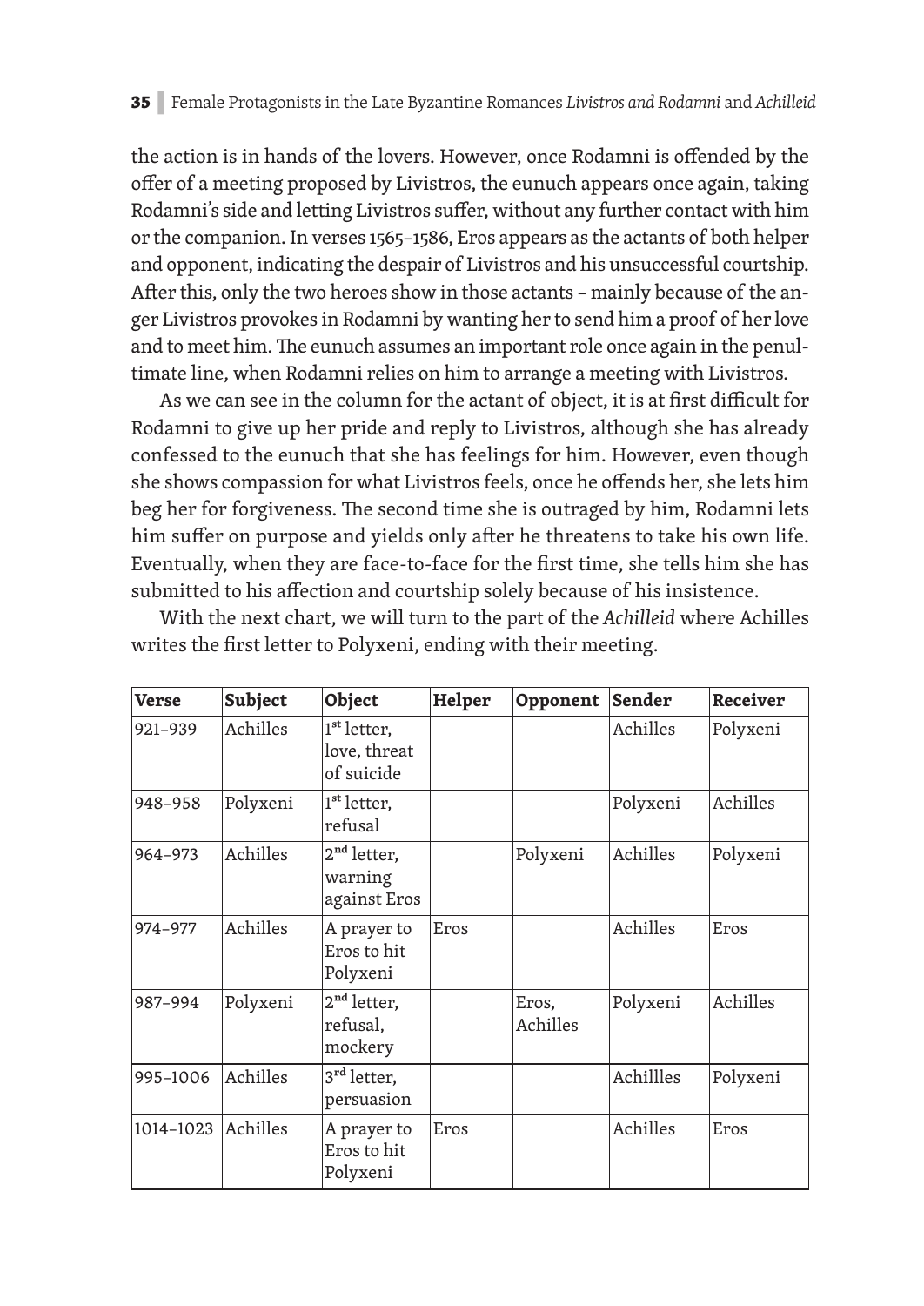the action is in hands of the lovers. However, once Rodamni is offended by the offer of a meeting proposed by Livistros, the eunuch appears once again, taking Rodamni's side and letting Livistros suffer, without any further contact with him or the companion. In verses 1565–1586, Eros appears as the actants of both helper and opponent, indicating the despair of Livistros and his unsuccessful courtship. After this, only the two heroes show in those actants – mainly because of the anger Livistros provokes in Rodamni by wanting her to send him a proof of her love and to meet him. The eunuch assumes an important role once again in the penultimate line, when Rodamni relies on him to arrange a meeting with Livistros.

As we can see in the column for the actant of object, it is at first difficult for Rodamni to give up her pride and reply to Livistros, although she has already confessed to the eunuch that she has feelings for him. However, even though she shows compassion for what Livistros feels, once he offends her, she lets him beg her for forgiveness. The second time she is outraged by him, Rodamni lets him suffer on purpose and yields only after he threatens to take his own life. Eventually, when they are face-to-face for the first time, she tells him she has submitted to his affection and courtship solely because of his insistence.

With the next chart, we will turn to the part of the *Achilleid* where Achilles writes the first letter to Polyxeni, ending with their meeting.

| **Verse** | **Subject** | **Object** | **Helper** | **Opponent** | **Sender** | **Receiver** |
|---|---|---|---|---|---|---|
| 921–939 | Achilles | 1st letter, love, threat of suicide | | | Achilles | Polyxeni |
| 948–958 | Polyxeni | 1st letter, refusal | | | Polyxeni | Achilles |
| 964–973 | Achilles | 2nd letter, warning against Eros | | Polyxeni | Achilles | Polyxeni |
| 974–977 | Achilles | A prayer to Eros to hit Polyxeni | Eros | | Achilles | Eros |
| 987–994 | Polyxeni | 2nd letter, refusal, mockery | | Eros, Achilles | Polyxeni | Achilles |
| 995–1006 | Achilles | 3rd letter, persuasion | | | Achillles | Polyxeni |
| 1014–1023 | Achilles | A prayer to Eros to hit Polyxeni | Eros | | Achilles | Eros |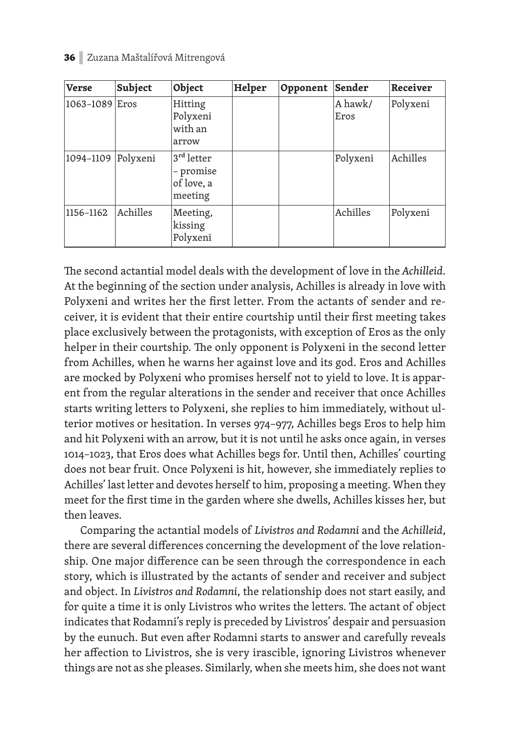| Verse | Subject | Object | Helper | Opponent | Sender | Receiver |
|---|---|---|---|---|---|---|
| 1063–1089 | Eros | Hitting Polyxeni with an arrow | | | A hawk/ Eros | Polyxeni |
| 1094–1109 | Polyxeni | 3rd letter – promise of love, a meeting | | | Polyxeni | Achilles |
| 1156–1162 | Achilles | Meeting, kissing Polyxeni | | | Achilles | Polyxeni |

The second actantial model deals with the development of love in the *Achilleid*. At the beginning of the section under analysis, Achilles is already in love with Polyxeni and writes her the first letter. From the actants of sender and receiver, it is evident that their entire courtship until their first meeting takes place exclusively between the protagonists, with exception of Eros as the only helper in their courtship. The only opponent is Polyxeni in the second letter from Achilles, when he warns her against love and its god. Eros and Achilles are mocked by Polyxeni who promises herself not to yield to love. It is apparent from the regular alterations in the sender and receiver that once Achilles starts writing letters to Polyxeni, she replies to him immediately, without ulterior motives or hesitation. In verses 974–977, Achilles begs Eros to help him and hit Polyxeni with an arrow, but it is not until he asks once again, in verses 1014–1023, that Eros does what Achilles begs for. Until then, Achilles' courting does not bear fruit. Once Polyxeni is hit, however, she immediately replies to Achilles' last letter and devotes herself to him, proposing a meeting. When they meet for the first time in the garden where she dwells, Achilles kisses her, but then leaves.

Comparing the actantial models of *Livistros and Rodamni* and the *Achilleid*, there are several differences concerning the development of the love relationship. One major difference can be seen through the correspondence in each story, which is illustrated by the actants of sender and receiver and subject and object. In *Livistros and Rodamni*, the relationship does not start easily, and for quite a time it is only Livistros who writes the letters. The actant of object indicates that Rodamni's reply is preceded by Livistros' despair and persuasion by the eunuch. But even after Rodamni starts to answer and carefully reveals her affection to Livistros, she is very irascible, ignoring Livistros whenever things are not as she pleases. Similarly, when she meets him, she does not want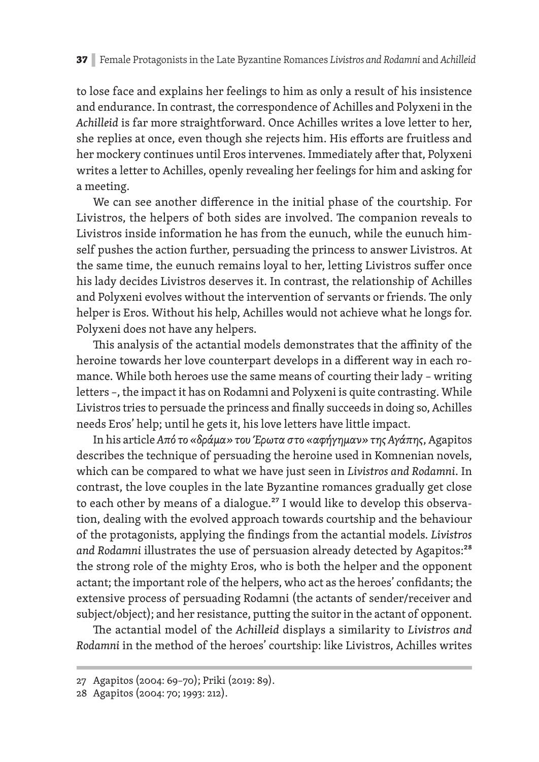to lose face and explains her feelings to him as only a result of his insistence and endurance. In contrast, the correspondence of Achilles and Polyxeni in the *Achilleid* is far more straightforward. Once Achilles writes a love letter to her, she replies at once, even though she rejects him. His efforts are fruitless and her mockery continues until Eros intervenes. Immediately after that, Polyxeni writes a letter to Achilles, openly revealing her feelings for him and asking for a meeting.

We can see another difference in the initial phase of the courtship. For Livistros, the helpers of both sides are involved. The companion reveals to Livistros inside information he has from the eunuch, while the eunuch himself pushes the action further, persuading the princess to answer Livistros. At the same time, the eunuch remains loyal to her, letting Livistros suffer once his lady decides Livistros deserves it. In contrast, the relationship of Achilles and Polyxeni evolves without the intervention of servants or friends. The only helper is Eros. Without his help, Achilles would not achieve what he longs for. Polyxeni does not have any helpers.

This analysis of the actantial models demonstrates that the affinity of the heroine towards her love counterpart develops in a different way in each romance. While both heroes use the same means of courting their lady – writing letters –, the impact it has on Rodamni and Polyxeni is quite contrasting. While Livistros tries to persuade the princess and finally succeeds in doing so, Achilles needs Eros' help; until he gets it, his love letters have little impact.

In his article *Από το «δράμα» του Έρωτα στο «αφήγημαν» της Αγάπης*, Agapitos describes the technique of persuading the heroine used in Komnenian novels, which can be compared to what we have just seen in *Livistros and Rodamni*. In contrast, the love couples in the late Byzantine romances gradually get close to each other by means of a dialogue.[27] I would like to develop this observation, dealing with the evolved approach towards courtship and the behaviour of the protagonists, applying the findings from the actantial models. *Livistros and Rodamni* illustrates the use of persuasion already detected by Agapitos:[28] the strong role of the mighty Eros, who is both the helper and the opponent actant; the important role of the helpers, who act as the heroes' confidants; the extensive process of persuading Rodamni (the actants of sender/receiver and subject/object); and her resistance, putting the suitor in the actant of opponent.

The actantial model of the *Achilleid* displays a similarity to *Livistros and Rodamni* in the method of the heroes' courtship: like Livistros, Achilles writes

27 Agapitos (2004: 69–70); Priki (2019: 89).

28 Agapitos (2004: 70; 1993: 212).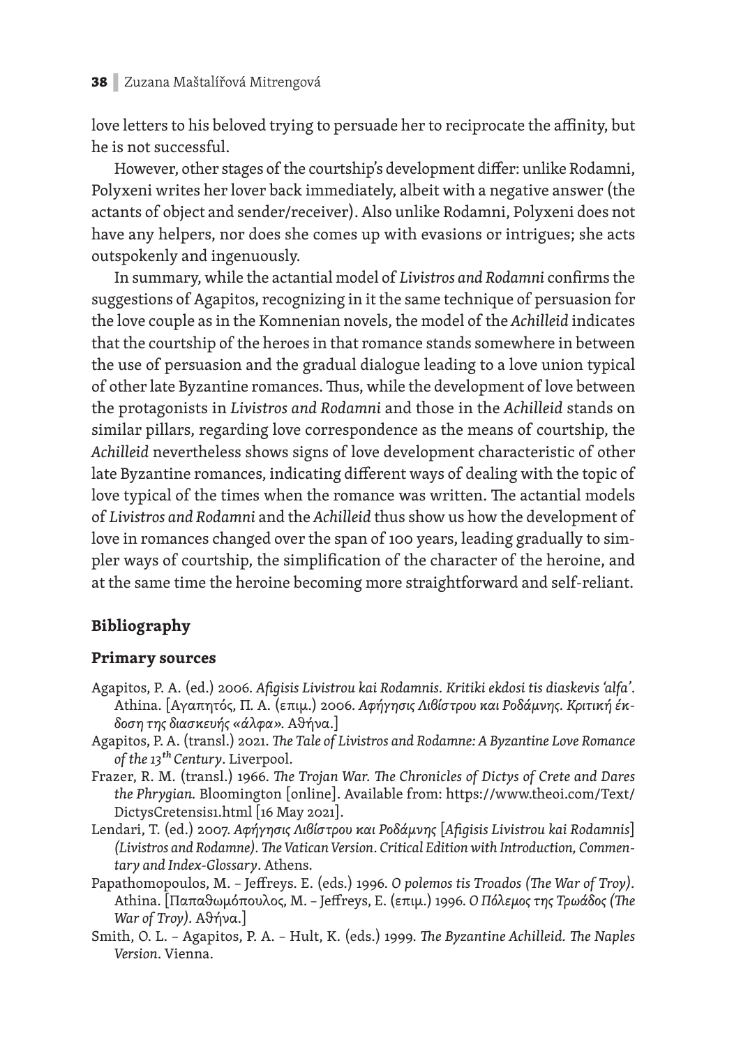love letters to his beloved trying to persuade her to reciprocate the affinity, but he is not successful.

However, other stages of the courtship's development differ: unlike Rodamni, Polyxeni writes her lover back immediately, albeit with a negative answer (the actants of object and sender/receiver). Also unlike Rodamni, Polyxeni does not have any helpers, nor does she comes up with evasions or intrigues; she acts outspokenly and ingenuously.

In summary, while the actantial model of *Livistros and Rodamni* confirms the suggestions of Agapitos, recognizing in it the same technique of persuasion for the love couple as in the Komnenian novels, the model of the *Achilleid* indicates that the courtship of the heroes in that romance stands somewhere in between the use of persuasion and the gradual dialogue leading to a love union typical of other late Byzantine romances. Thus, while the development of love between the protagonists in *Livistros and Rodamni* and those in the *Achilleid* stands on similar pillars, regarding love correspondence as the means of courtship, the *Achilleid* nevertheless shows signs of love development characteristic of other late Byzantine romances, indicating different ways of dealing with the topic of love typical of the times when the romance was written. The actantial models of *Livistros and Rodamni* and the *Achilleid* thus show us how the development of love in romances changed over the span of 100 years, leading gradually to simpler ways of courtship, the simplification of the character of the heroine, and at the same time the heroine becoming more straightforward and self-reliant.

## Bibliography

### Primary sources

Agapitos, P. A. (ed.) 2006. *Afigisis Livistrou kai Rodamnis. Kritiki ekdosi tis diaskevis 'alfa'*. Athina. [Αγαπητός, Π. Α. (επιμ.) 2006. *Αφήγησις Λιβίστρου και Ροδάμνης. Κριτική έκδοση της διασκευής «άλφα»*. Αθήνα.]

Agapitos, P. A. (transl.) 2021. *The Tale of Livistros and Rodamne: A Byzantine Love Romance of the 13th Century*. Liverpool.

Frazer, R. M. (transl.) 1966. *The Trojan War. The Chronicles of Dictys of Crete and Dares the Phrygian.* Bloomington [online]. Available from: https://www.theoi.com/Text/DictysCretensis1.html [16 May 2021].

Lendari, T. (ed.) 2007. *Αφήγησις Λιβίστρου και Ροδάμνης* [*Afigisis Livistrou kai Rodamnis*] *(Livistros and Rodamne). The Vatican Version. Critical Edition with Introduction, Commentary and Index-Glossary*. Athens.

Papathomopoulos, M. – Jeffreys. E. (eds.) 1996. *O polemos tis Troados (The War of Troy)*. Athina. [Παπαθωμόπουλος, Μ. – Jeffreys, Ε. (επιμ.) 1996. *Ο Πόλεμος της Τρωάδος (The War of Troy)*. Αθήνα.]

Smith, O. L. – Agapitos, P. A. – Hult, K. (eds.) 1999. *The Byzantine Achilleid. The Naples Version*. Vienna.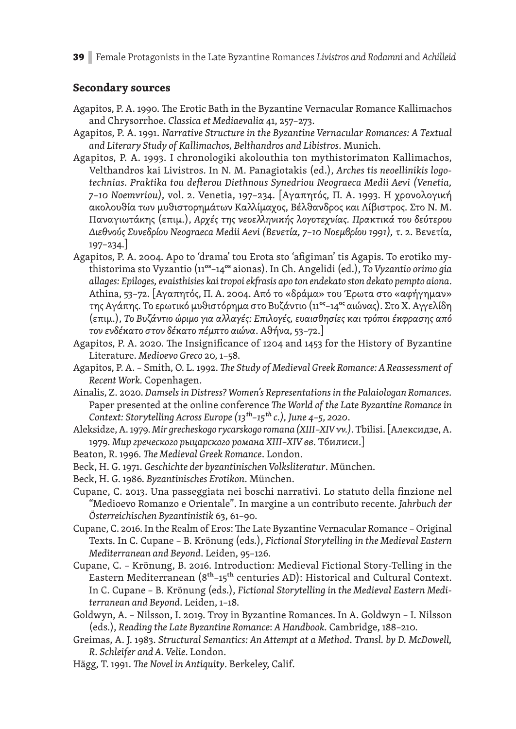## Secondary sources

Agapitos, P. A. 1990. The Erotic Bath in the Byzantine Vernacular Romance Kallimachos and Chrysorrhoe. *Classica et Mediaevalia* 41, 257–273.

Agapitos, P. A. 1991. *Narrative Structure in the Byzantine Vernacular Romances: A Textual and Literary Study of Kallimachos, Belthandros and Libistros*. Munich.

Agapitos, P. A. 1993. I chronologiki akolouthia ton mythistorimaton Kallimachos, Velthandros kai Livistros. In N. M. Panagiotakis (ed.), *Arches tis neoellinikis logotechnias. Praktika tou defterou Diethnous Synedriou Neograeca Medii Aevi (Venetia, 7–10 Noemvriou)*, vol. 2. Venetia, 197–234. [Αγαπητός, Π. Α. 1993. Η χρονολογική ακολουθία των μυθιστορημάτων Καλλίμαχος, Βέλθανδρος και Λίβιστρος. Στο Ν. Μ. Παναγιωτάκης (επιμ.), *Αρχές της νεοελληνικής λογοτεχνίας. Πρακτικά του δεύτερου Διεθνούς Συνεδρίου Neograeca Medii Aevi (Βενετία, 7–10 Νοεμβρίου 1991)*, τ. 2. Βενετία, 197–234.]

Agapitos, P. A. 2004. Apo to 'drama' tou Erota sto 'afigiman' tis Agapis. To erotiko mythistorima sto Vyzantio (11^os^–14^os^ aionas). In Ch. Angelidi (ed.), *To Vyzantio orimo gia allages: Epiloges, evaisthisies kai tropoi ekfrasis apo ton endekato ston dekato pempto aiona*. Athina, 53–72. [Αγαπητός, Π. Α. 2004. Από το «δράμα» του Έρωτα στο «αφήγημαν» της Αγάπης. Το ερωτικό μυθιστόρημα στο Βυζάντιο (11ος–14ος αιώνας). Στο Χ. Αγγελίδη (επιμ.), *Το Βυζάντιο ώριμο για αλλαγές: Επιλογές, ευαισθησίες και τρόποι έκφρασης από τον ενδέκατο στον δέκατο πέμπτο αιώνα*. Αθήνα, 53–72.]

Agapitos, P. A. 2020. The Insignificance of 1204 and 1453 for the History of Byzantine Literature. *Medioevo Greco* 20, 1–58.

Agapitos, P. A. – Smith, O. L. 1992. *The Study of Medieval Greek Romance: A Reassessment of Recent Work.* Copenhagen.

Ainalis, Z. 2020. *Damsels in Distress? Women's Representations in the Palaiologan Romances.* Paper presented at the online conference *The World of the Late Byzantine Romance in Context: Storytelling Across Europe (13th–15th c.), June 4–5, 2020*.

Aleksidze, A. 1979. *Mir grecheskogo rycarskogo romana (XIII–XIV vv.)*. Tbilisi. [Алексидзе, А. 1979. *Мир греческого рыцарского романа XIII–XIV вв*. Тбилиси.]

Beaton, R. 1996. *The Medieval Greek Romance*. London.

Beck, H. G. 1971. *Geschichte der byzantinischen Volksliteratur*. München.

Beck, H. G. 1986. *Byzantinisches Erotikon*. München.

Cupane, C. 2013. Una passeggiata nei boschi narrativi. Lo statuto della finzione nel "Medioevo Romanzo e Orientale". In margine a un contributo recente. *Jahrbuch der Österreichischen Byzantinistik* 63, 61–90.

Cupane, C. 2016. In the Realm of Eros: The Late Byzantine Vernacular Romance – Original Texts. In C. Cupane – B. Krönung (eds.), *Fictional Storytelling in the Medieval Eastern Mediterranean and Beyond*. Leiden, 95–126.

Cupane, C. – Krönung, B. 2016. Introduction: Medieval Fictional Story-Telling in the Eastern Mediterranean (8th–15th centuries AD): Historical and Cultural Context. In C. Cupane – B. Krönung (eds.), *Fictional Storytelling in the Medieval Eastern Mediterranean and Beyond*. Leiden, 1–18.

Goldwyn, A. – Nilsson, I. 2019. Troy in Byzantine Romances. In A. Goldwyn – I. Nilsson (eds.), *Reading the Late Byzantine Romance: A Handbook.* Cambridge, 188–210.

Greimas, A. J. 1983. *Structural Semantics: An Attempt at a Method. Transl. by D. McDowell, R. Schleifer and A. Velie*. London.

Hägg, T. 1991. *The Novel in Antiquity*. Berkeley, Calif.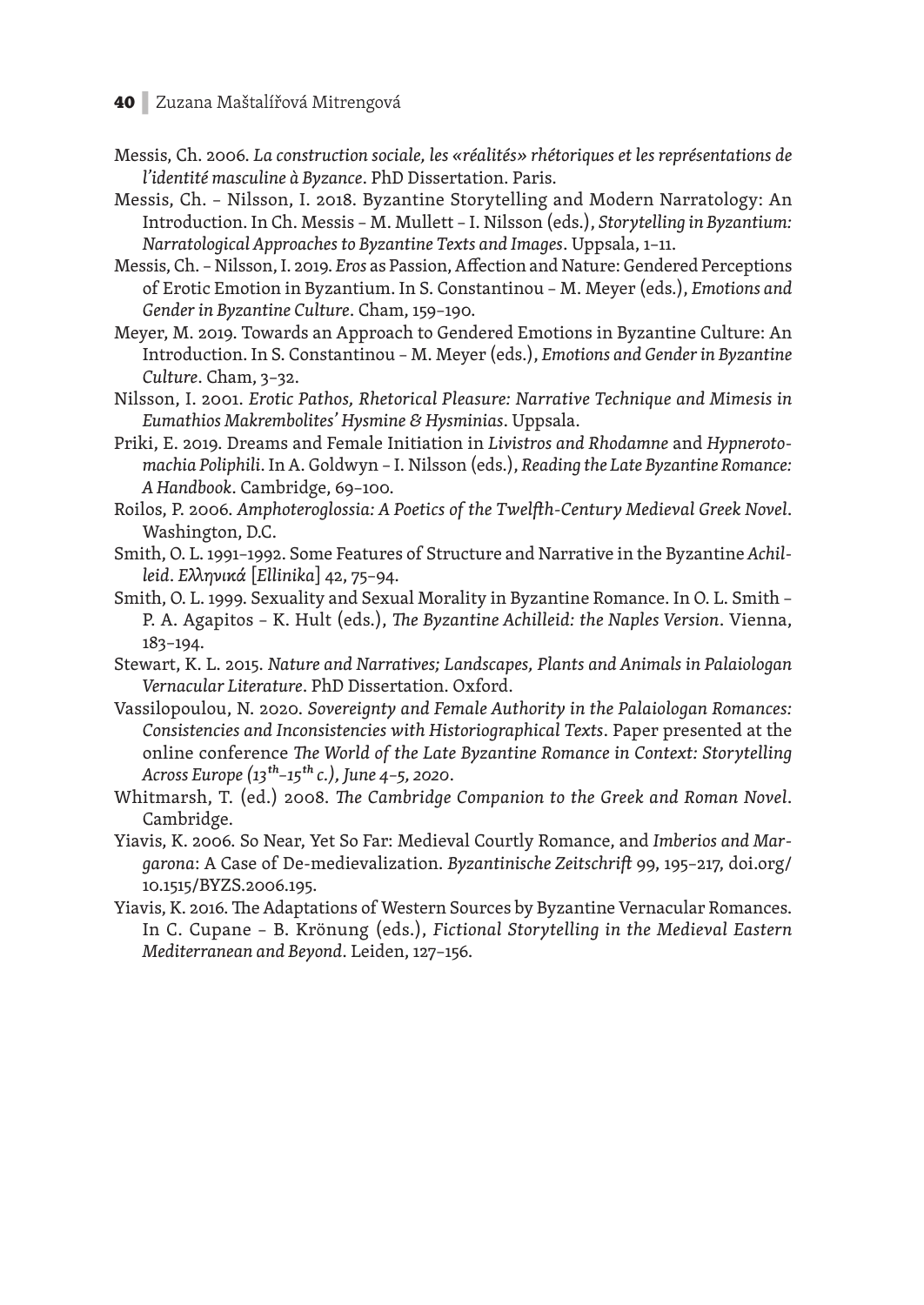Messis, Ch. 2006. *La construction sociale, les «réalités» rhétoriques et les représentations de l'identité masculine à Byzance*. PhD Dissertation. Paris.

Messis, Ch. – Nilsson, I. 2018. Byzantine Storytelling and Modern Narratology: An Introduction. In Ch. Messis – M. Mullett – I. Nilsson (eds.), *Storytelling in Byzantium: Narratological Approaches to Byzantine Texts and Images*. Uppsala, 1–11.

Messis, Ch. – Nilsson, I. 2019. *Eros* as Passion, Affection and Nature: Gendered Perceptions of Erotic Emotion in Byzantium. In S. Constantinou – M. Meyer (eds.), *Emotions and Gender in Byzantine Culture*. Cham, 159–190.

Meyer, M. 2019. Towards an Approach to Gendered Emotions in Byzantine Culture: An Introduction. In S. Constantinou – M. Meyer (eds.), *Emotions and Gender in Byzantine Culture*. Cham, 3–32.

Nilsson, I. 2001. *Erotic Pathos, Rhetorical Pleasure: Narrative Technique and Mimesis in Eumathios Makrembolites' Hysmine & Hysminias*. Uppsala.

Priki, E. 2019. Dreams and Female Initiation in *Livistros and Rhodamne* and *Hypnerotomachia Poliphili*. In A. Goldwyn – I. Nilsson (eds.), *Reading the Late Byzantine Romance: A Handbook*. Cambridge, 69–100.

Roilos, P. 2006. *Amphoteroglossia: A Poetics of the Twelfth-Century Medieval Greek Novel*. Washington, D.C.

Smith, O. L. 1991–1992. Some Features of Structure and Narrative in the Byzantine *Achilleid*. *Ελληνικά* [*Ellinika*] 42, 75–94.

Smith, O. L. 1999. Sexuality and Sexual Morality in Byzantine Romance. In O. L. Smith – P. A. Agapitos – K. Hult (eds.), *The Byzantine Achilleid: the Naples Version*. Vienna, 183–194.

Stewart, K. L. 2015. *Nature and Narratives; Landscapes, Plants and Animals in Palaiologan Vernacular Literature*. PhD Dissertation. Oxford.

Vassilopoulou, N. 2020. *Sovereignty and Female Authority in the Palaiologan Romances: Consistencies and Inconsistencies with Historiographical Texts*. Paper presented at the online conference *The World of the Late Byzantine Romance in Context: Storytelling Across Europe (13th–15th c.), June 4–5, 2020*.

Whitmarsh, T. (ed.) 2008. *The Cambridge Companion to the Greek and Roman Novel*. Cambridge.

Yiavis, K. 2006. So Near, Yet So Far: Medieval Courtly Romance, and *Imberios and Margarona*: A Case of De-medievalization. *Byzantinische Zeitschrift* 99, 195–217, doi.org/10.1515/BYZS.2006.195.

Yiavis, K. 2016. The Adaptations of Western Sources by Byzantine Vernacular Romances. In C. Cupane – B. Krönung (eds.), *Fictional Storytelling in the Medieval Eastern Mediterranean and Beyond*. Leiden, 127–156.